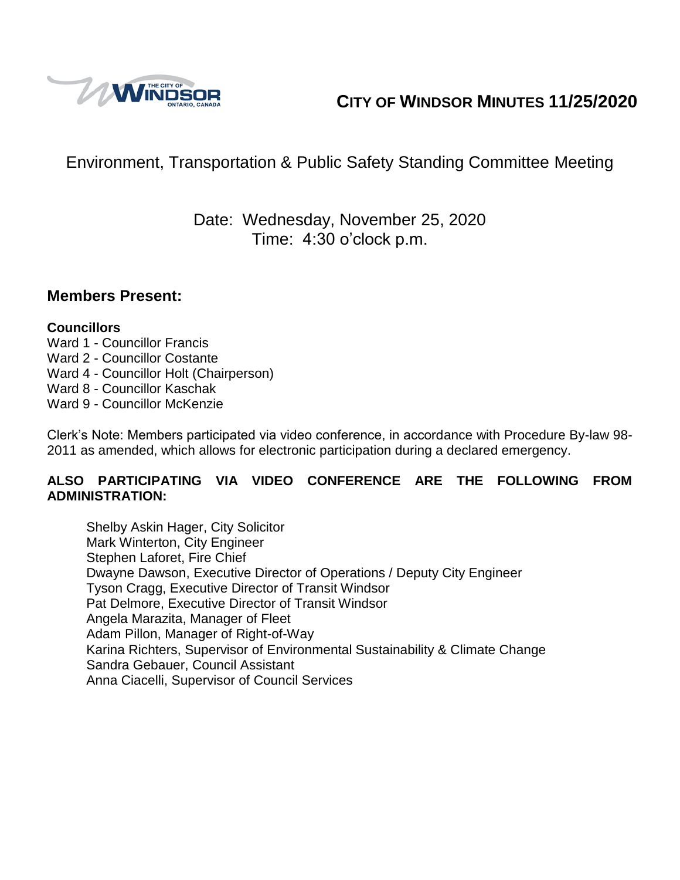# CITY OF WINDSOR MINUTES 11/25/2020

## Environment, Transportation & Public Safety Standing Committee Meeting

Date: Wednesday, November 25, 2020
Time: 4:30 o'clock p.m.

## Members Present:

**Councillors**
Ward 1 - Councillor Francis
Ward 2 - Councillor Costante
Ward 4 - Councillor Holt (Chairperson)
Ward 8 - Councillor Kaschak
Ward 9 - Councillor McKenzie

Clerk's Note: Members participated via video conference, in accordance with Procedure By-law 98-2011 as amended, which allows for electronic participation during a declared emergency.

**ALSO PARTICIPATING VIA VIDEO CONFERENCE ARE THE FOLLOWING FROM ADMINISTRATION:**

Shelby Askin Hager, City Solicitor
Mark Winterton, City Engineer
Stephen Laforet, Fire Chief
Dwayne Dawson, Executive Director of Operations / Deputy City Engineer
Tyson Cragg, Executive Director of Transit Windsor
Pat Delmore, Executive Director of Transit Windsor
Angela Marazita, Manager of Fleet
Adam Pillon, Manager of Right-of-Way
Karina Richters, Supervisor of Environmental Sustainability & Climate Change
Sandra Gebauer, Council Assistant
Anna Ciacelli, Supervisor of Council Services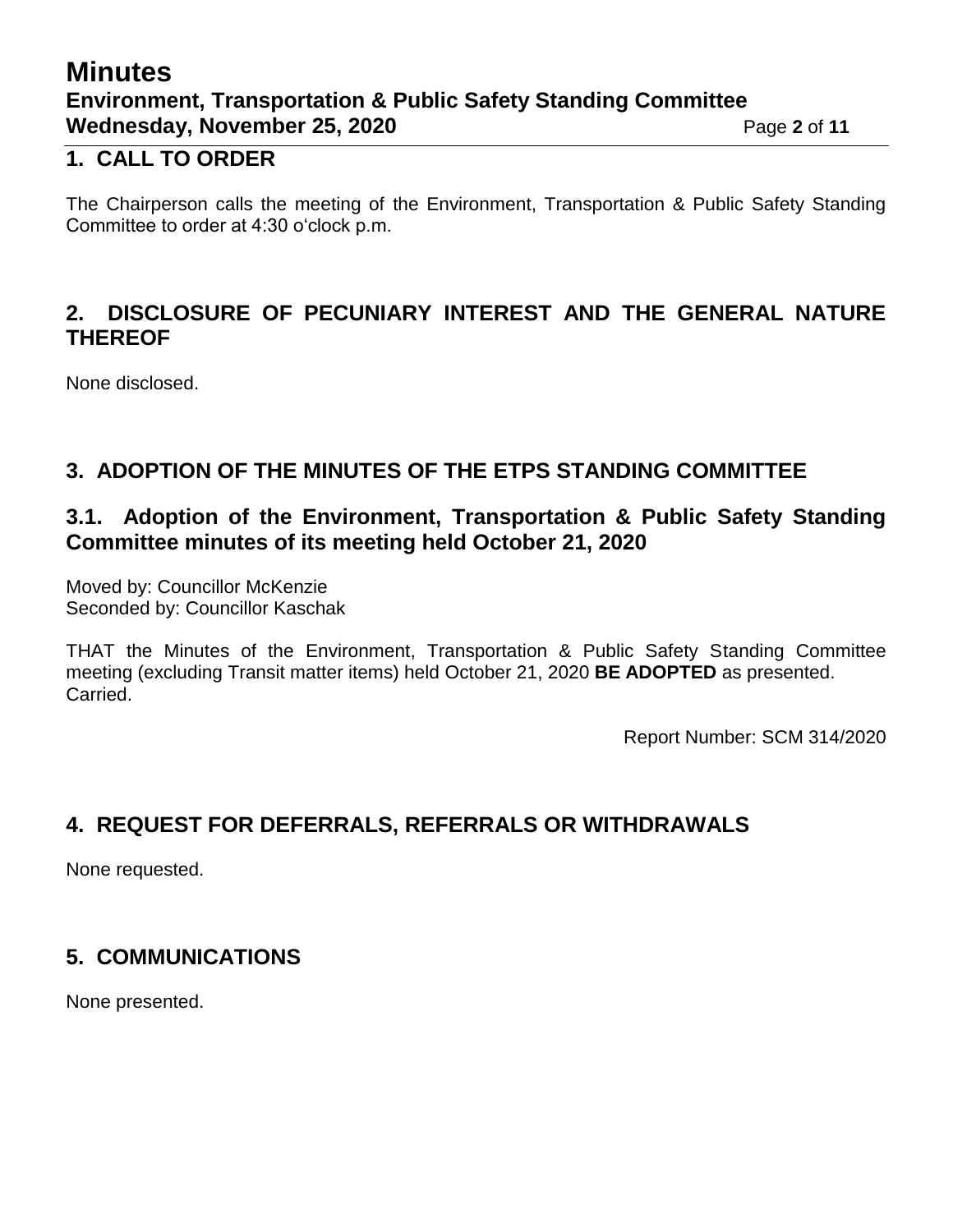## 1. CALL TO ORDER

The Chairperson calls the meeting of the Environment, Transportation & Public Safety Standing Committee to order at 4:30 o'clock p.m.

## 2. DISCLOSURE OF PECUNIARY INTEREST AND THE GENERAL NATURE THEREOF

None disclosed.

## 3. ADOPTION OF THE MINUTES OF THE ETPS STANDING COMMITTEE

### 3.1. Adoption of the Environment, Transportation & Public Safety Standing Committee minutes of its meeting held October 21, 2020

Moved by: Councillor McKenzie
Seconded by: Councillor Kaschak

THAT the Minutes of the Environment, Transportation & Public Safety Standing Committee meeting (excluding Transit matter items) held October 21, 2020 **BE ADOPTED** as presented.
Carried.

Report Number: SCM 314/2020

## 4. REQUEST FOR DEFERRALS, REFERRALS OR WITHDRAWALS

None requested.

## 5. COMMUNICATIONS

None presented.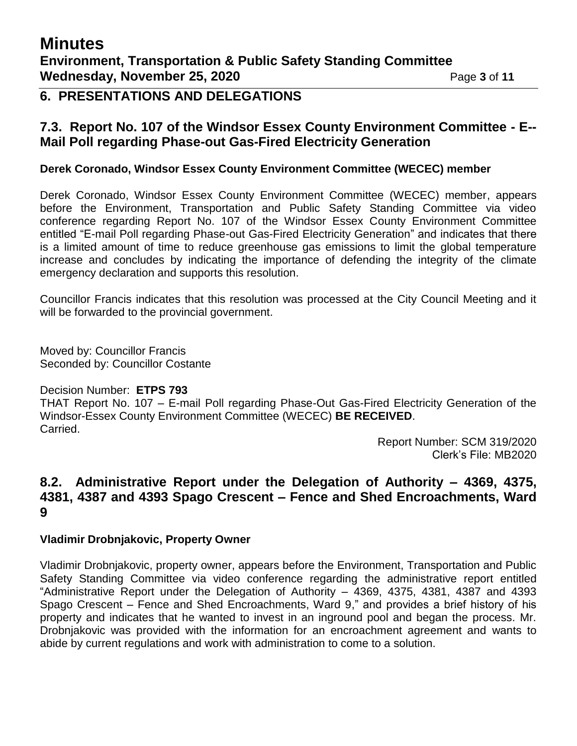## 6. PRESENTATIONS AND DELEGATIONS

### 7.3. Report No. 107 of the Windsor Essex County Environment Committee - E--Mail Poll regarding Phase-out Gas-Fired Electricity Generation

**Derek Coronado, Windsor Essex County Environment Committee (WECEC) member**

Derek Coronado, Windsor Essex County Environment Committee (WECEC) member, appears before the Environment, Transportation and Public Safety Standing Committee via video conference regarding Report No. 107 of the Windsor Essex County Environment Committee entitled "E-mail Poll regarding Phase-out Gas-Fired Electricity Generation" and indicates that there is a limited amount of time to reduce greenhouse gas emissions to limit the global temperature increase and concludes by indicating the importance of defending the integrity of the climate emergency declaration and supports this resolution.

Councillor Francis indicates that this resolution was processed at the City Council Meeting and it will be forwarded to the provincial government.

Moved by: Councillor Francis
Seconded by: Councillor Costante

Decision Number: **ETPS 793**
THAT Report No. 107 – E-mail Poll regarding Phase-Out Gas-Fired Electricity Generation of the Windsor-Essex County Environment Committee (WECEC) **BE RECEIVED**.
Carried.

Report Number: SCM 319/2020
Clerk's File: MB2020

### 8.2. Administrative Report under the Delegation of Authority – 4369, 4375, 4381, 4387 and 4393 Spago Crescent – Fence and Shed Encroachments, Ward 9

**Vladimir Drobnjakovic, Property Owner**

Vladimir Drobnjakovic, property owner, appears before the Environment, Transportation and Public Safety Standing Committee via video conference regarding the administrative report entitled "Administrative Report under the Delegation of Authority – 4369, 4375, 4381, 4387 and 4393 Spago Crescent – Fence and Shed Encroachments, Ward 9," and provides a brief history of his property and indicates that he wanted to invest in an inground pool and began the process. Mr. Drobnjakovic was provided with the information for an encroachment agreement and wants to abide by current regulations and work with administration to come to a solution.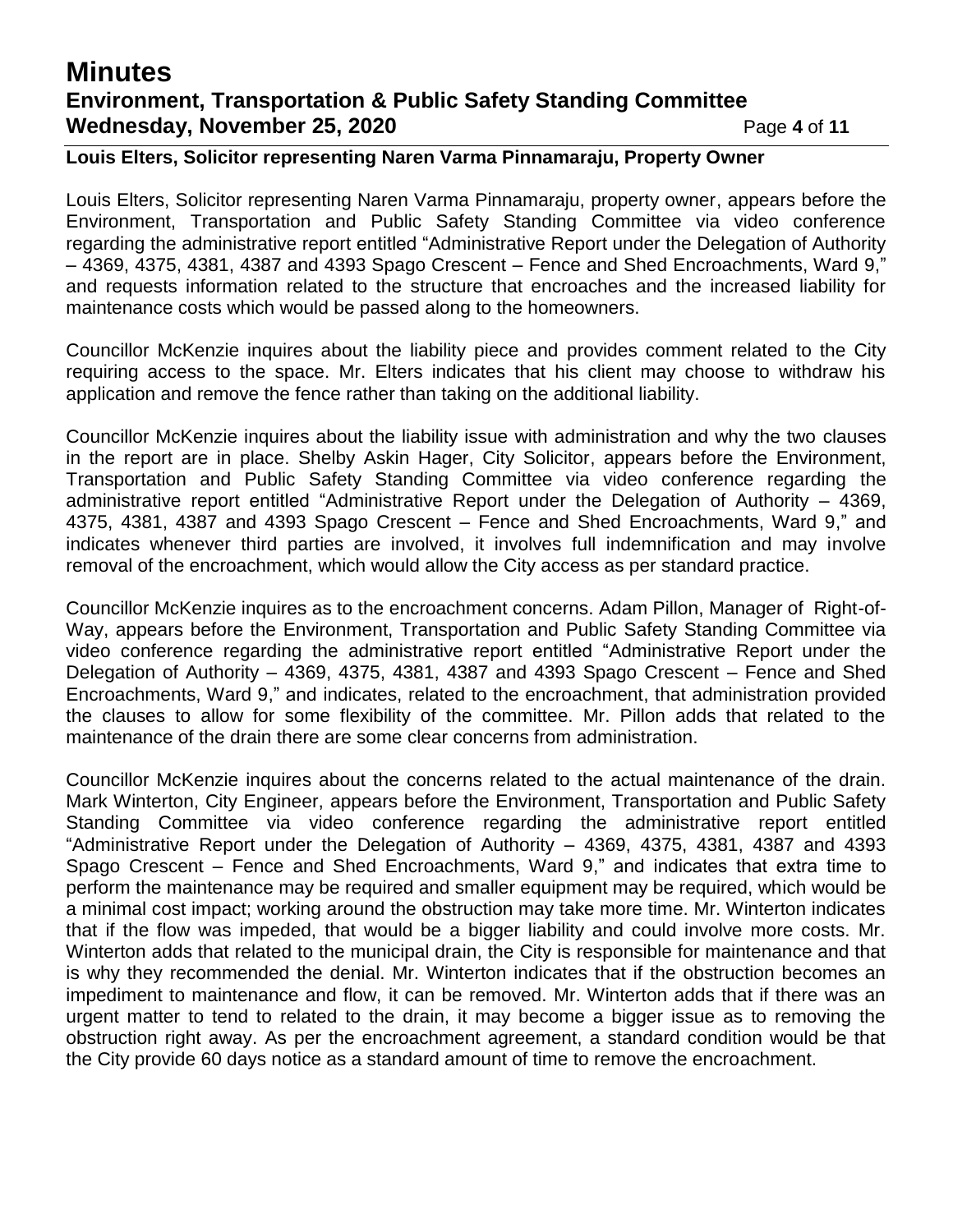**Louis Elters, Solicitor representing Naren Varma Pinnamaraju, Property Owner**

Louis Elters, Solicitor representing Naren Varma Pinnamaraju, property owner, appears before the Environment, Transportation and Public Safety Standing Committee via video conference regarding the administrative report entitled "Administrative Report under the Delegation of Authority – 4369, 4375, 4381, 4387 and 4393 Spago Crescent – Fence and Shed Encroachments, Ward 9," and requests information related to the structure that encroaches and the increased liability for maintenance costs which would be passed along to the homeowners.

Councillor McKenzie inquires about the liability piece and provides comment related to the City requiring access to the space. Mr. Elters indicates that his client may choose to withdraw his application and remove the fence rather than taking on the additional liability.

Councillor McKenzie inquires about the liability issue with administration and why the two clauses in the report are in place. Shelby Askin Hager, City Solicitor, appears before the Environment, Transportation and Public Safety Standing Committee via video conference regarding the administrative report entitled "Administrative Report under the Delegation of Authority – 4369, 4375, 4381, 4387 and 4393 Spago Crescent – Fence and Shed Encroachments, Ward 9," and indicates whenever third parties are involved, it involves full indemnification and may involve removal of the encroachment, which would allow the City access as per standard practice.

Councillor McKenzie inquires as to the encroachment concerns. Adam Pillon, Manager of Right-of-Way, appears before the Environment, Transportation and Public Safety Standing Committee via video conference regarding the administrative report entitled "Administrative Report under the Delegation of Authority – 4369, 4375, 4381, 4387 and 4393 Spago Crescent – Fence and Shed Encroachments, Ward 9," and indicates, related to the encroachment, that administration provided the clauses to allow for some flexibility of the committee. Mr. Pillon adds that related to the maintenance of the drain there are some clear concerns from administration.

Councillor McKenzie inquires about the concerns related to the actual maintenance of the drain. Mark Winterton, City Engineer, appears before the Environment, Transportation and Public Safety Standing Committee via video conference regarding the administrative report entitled "Administrative Report under the Delegation of Authority – 4369, 4375, 4381, 4387 and 4393 Spago Crescent – Fence and Shed Encroachments, Ward 9," and indicates that extra time to perform the maintenance may be required and smaller equipment may be required, which would be a minimal cost impact; working around the obstruction may take more time. Mr. Winterton indicates that if the flow was impeded, that would be a bigger liability and could involve more costs. Mr. Winterton adds that related to the municipal drain, the City is responsible for maintenance and that is why they recommended the denial. Mr. Winterton indicates that if the obstruction becomes an impediment to maintenance and flow, it can be removed. Mr. Winterton adds that if there was an urgent matter to tend to related to the drain, it may become a bigger issue as to removing the obstruction right away. As per the encroachment agreement, a standard condition would be that the City provide 60 days notice as a standard amount of time to remove the encroachment.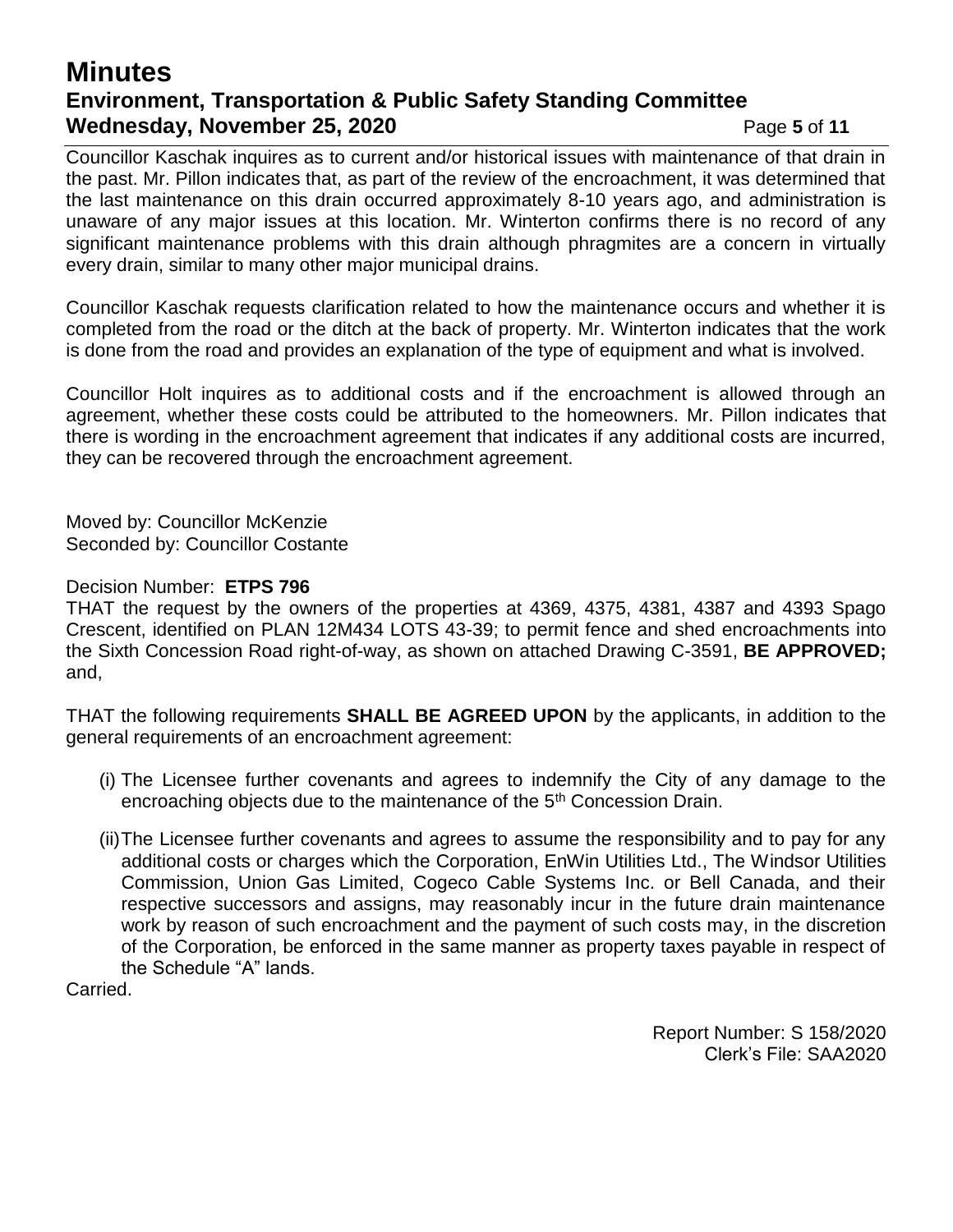Councillor Kaschak inquires as to current and/or historical issues with maintenance of that drain in the past. Mr. Pillon indicates that, as part of the review of the encroachment, it was determined that the last maintenance on this drain occurred approximately 8-10 years ago, and administration is unaware of any major issues at this location. Mr. Winterton confirms there is no record of any significant maintenance problems with this drain although phragmites are a concern in virtually every drain, similar to many other major municipal drains.

Councillor Kaschak requests clarification related to how the maintenance occurs and whether it is completed from the road or the ditch at the back of property. Mr. Winterton indicates that the work is done from the road and provides an explanation of the type of equipment and what is involved.

Councillor Holt inquires as to additional costs and if the encroachment is allowed through an agreement, whether these costs could be attributed to the homeowners. Mr. Pillon indicates that there is wording in the encroachment agreement that indicates if any additional costs are incurred, they can be recovered through the encroachment agreement.

Moved by: Councillor McKenzie
Seconded by: Councillor Costante

Decision Number: **ETPS 796**
THAT the request by the owners of the properties at 4369, 4375, 4381, 4387 and 4393 Spago Crescent, identified on PLAN 12M434 LOTS 43-39; to permit fence and shed encroachments into the Sixth Concession Road right-of-way, as shown on attached Drawing C-3591, **BE APPROVED;** and,

THAT the following requirements **SHALL BE AGREED UPON** by the applicants, in addition to the general requirements of an encroachment agreement:

(i) The Licensee further covenants and agrees to indemnify the City of any damage to the encroaching objects due to the maintenance of the 5th Concession Drain.

(ii) The Licensee further covenants and agrees to assume the responsibility and to pay for any additional costs or charges which the Corporation, EnWin Utilities Ltd., The Windsor Utilities Commission, Union Gas Limited, Cogeco Cable Systems Inc. or Bell Canada, and their respective successors and assigns, may reasonably incur in the future drain maintenance work by reason of such encroachment and the payment of such costs may, in the discretion of the Corporation, be enforced in the same manner as property taxes payable in respect of the Schedule "A" lands.

Carried.

Report Number: S 158/2020
Clerk's File: SAA2020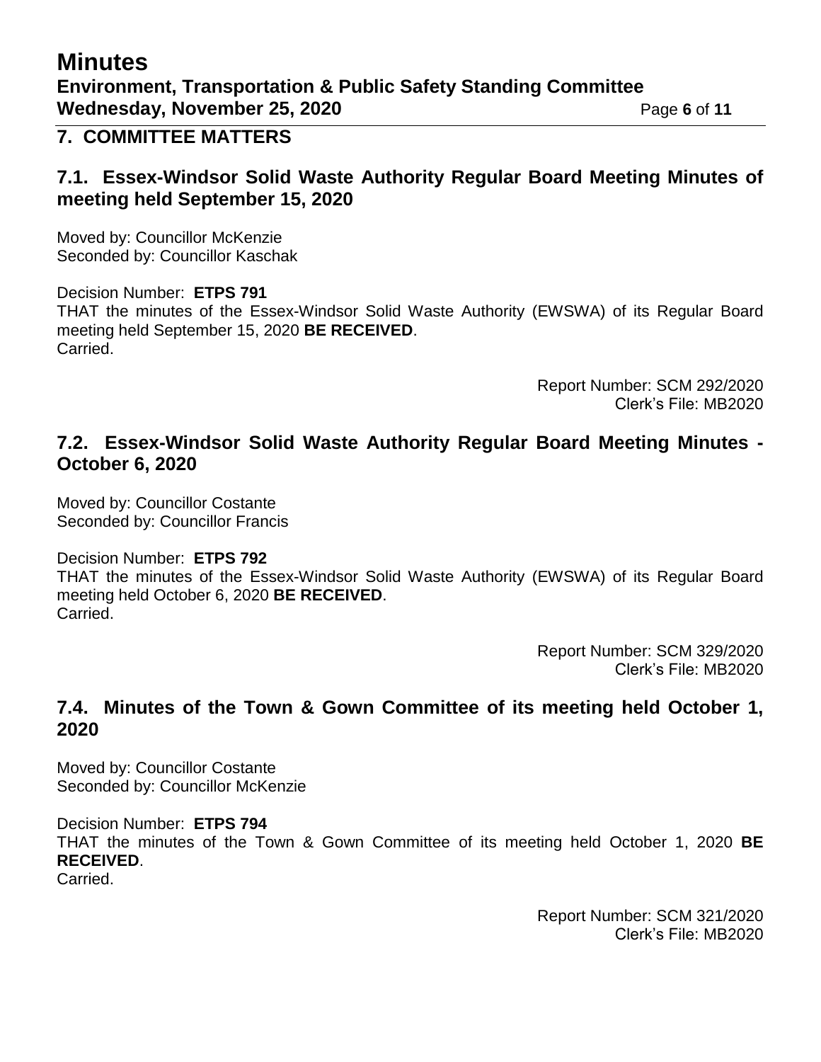## 7. COMMITTEE MATTERS

### 7.1. Essex-Windsor Solid Waste Authority Regular Board Meeting Minutes of meeting held September 15, 2020

Moved by: Councillor McKenzie
Seconded by: Councillor Kaschak

Decision Number: **ETPS 791**
THAT the minutes of the Essex-Windsor Solid Waste Authority (EWSWA) of its Regular Board meeting held September 15, 2020 **BE RECEIVED**.
Carried.

Report Number: SCM 292/2020
Clerk's File: MB2020

### 7.2. Essex-Windsor Solid Waste Authority Regular Board Meeting Minutes - October 6, 2020

Moved by: Councillor Costante
Seconded by: Councillor Francis

Decision Number: **ETPS 792**
THAT the minutes of the Essex-Windsor Solid Waste Authority (EWSWA) of its Regular Board meeting held October 6, 2020 **BE RECEIVED**.
Carried.

Report Number: SCM 329/2020
Clerk's File: MB2020

### 7.4. Minutes of the Town & Gown Committee of its meeting held October 1, 2020

Moved by: Councillor Costante
Seconded by: Councillor McKenzie

Decision Number: **ETPS 794**
THAT the minutes of the Town & Gown Committee of its meeting held October 1, 2020 **BE RECEIVED**.
Carried.

Report Number: SCM 321/2020
Clerk's File: MB2020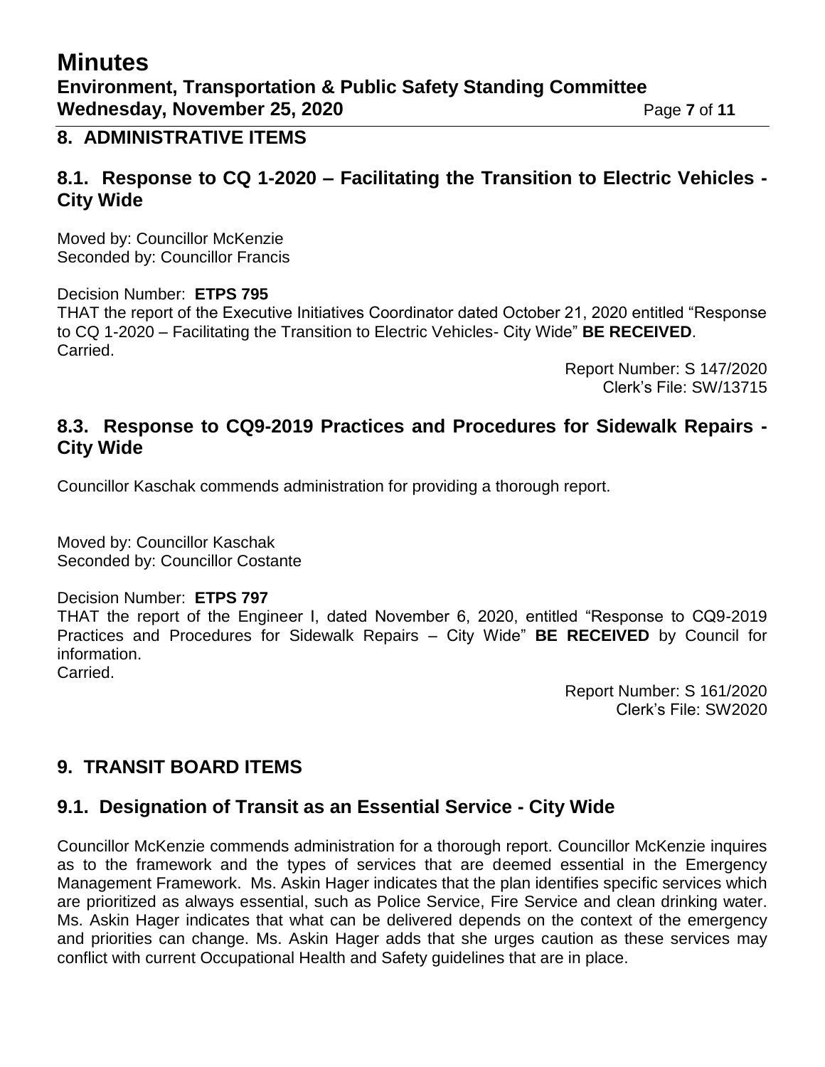## 8. ADMINISTRATIVE ITEMS

### 8.1. Response to CQ 1-2020 – Facilitating the Transition to Electric Vehicles - City Wide

Moved by: Councillor McKenzie
Seconded by: Councillor Francis

Decision Number: **ETPS 795**
THAT the report of the Executive Initiatives Coordinator dated October 21, 2020 entitled "Response to CQ 1-2020 – Facilitating the Transition to Electric Vehicles- City Wide" **BE RECEIVED**.
Carried.

Report Number: S 147/2020
Clerk's File: SW/13715

### 8.3. Response to CQ9-2019 Practices and Procedures for Sidewalk Repairs - City Wide

Councillor Kaschak commends administration for providing a thorough report.

Moved by: Councillor Kaschak
Seconded by: Councillor Costante

Decision Number: **ETPS 797**
THAT the report of the Engineer I, dated November 6, 2020, entitled "Response to CQ9-2019 Practices and Procedures for Sidewalk Repairs – City Wide" **BE RECEIVED** by Council for information.
Carried.

Report Number: S 161/2020
Clerk's File: SW2020

## 9. TRANSIT BOARD ITEMS

### 9.1. Designation of Transit as an Essential Service - City Wide

Councillor McKenzie commends administration for a thorough report. Councillor McKenzie inquires as to the framework and the types of services that are deemed essential in the Emergency Management Framework. Ms. Askin Hager indicates that the plan identifies specific services which are prioritized as always essential, such as Police Service, Fire Service and clean drinking water. Ms. Askin Hager indicates that what can be delivered depends on the context of the emergency and priorities can change. Ms. Askin Hager adds that she urges caution as these services may conflict with current Occupational Health and Safety guidelines that are in place.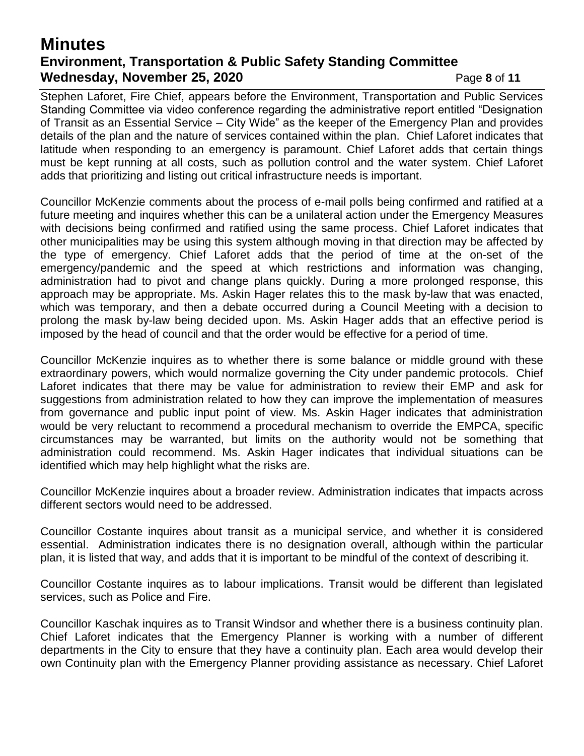Stephen Laforet, Fire Chief, appears before the Environment, Transportation and Public Services Standing Committee via video conference regarding the administrative report entitled "Designation of Transit as an Essential Service – City Wide" as the keeper of the Emergency Plan and provides details of the plan and the nature of services contained within the plan. Chief Laforet indicates that latitude when responding to an emergency is paramount. Chief Laforet adds that certain things must be kept running at all costs, such as pollution control and the water system. Chief Laforet adds that prioritizing and listing out critical infrastructure needs is important.

Councillor McKenzie comments about the process of e-mail polls being confirmed and ratified at a future meeting and inquires whether this can be a unilateral action under the Emergency Measures with decisions being confirmed and ratified using the same process. Chief Laforet indicates that other municipalities may be using this system although moving in that direction may be affected by the type of emergency. Chief Laforet adds that the period of time at the on-set of the emergency/pandemic and the speed at which restrictions and information was changing, administration had to pivot and change plans quickly. During a more prolonged response, this approach may be appropriate. Ms. Askin Hager relates this to the mask by-law that was enacted, which was temporary, and then a debate occurred during a Council Meeting with a decision to prolong the mask by-law being decided upon. Ms. Askin Hager adds that an effective period is imposed by the head of council and that the order would be effective for a period of time.

Councillor McKenzie inquires as to whether there is some balance or middle ground with these extraordinary powers, which would normalize governing the City under pandemic protocols. Chief Laforet indicates that there may be value for administration to review their EMP and ask for suggestions from administration related to how they can improve the implementation of measures from governance and public input point of view. Ms. Askin Hager indicates that administration would be very reluctant to recommend a procedural mechanism to override the EMPCA, specific circumstances may be warranted, but limits on the authority would not be something that administration could recommend. Ms. Askin Hager indicates that individual situations can be identified which may help highlight what the risks are.

Councillor McKenzie inquires about a broader review. Administration indicates that impacts across different sectors would need to be addressed.

Councillor Costante inquires about transit as a municipal service, and whether it is considered essential. Administration indicates there is no designation overall, although within the particular plan, it is listed that way, and adds that it is important to be mindful of the context of describing it.

Councillor Costante inquires as to labour implications. Transit would be different than legislated services, such as Police and Fire.

Councillor Kaschak inquires as to Transit Windsor and whether there is a business continuity plan. Chief Laforet indicates that the Emergency Planner is working with a number of different departments in the City to ensure that they have a continuity plan. Each area would develop their own Continuity plan with the Emergency Planner providing assistance as necessary. Chief Laforet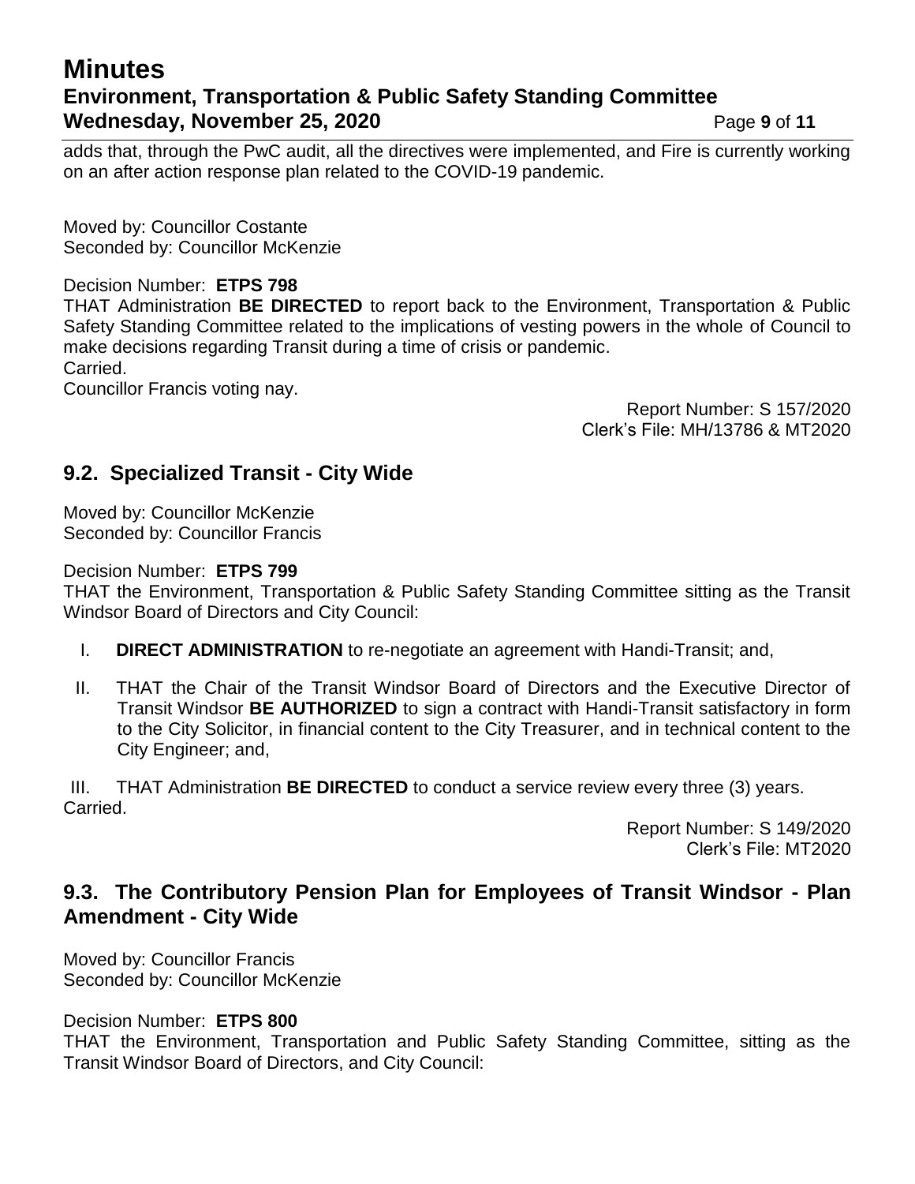adds that, through the PwC audit, all the directives were implemented, and Fire is currently working on an after action response plan related to the COVID-19 pandemic.

Moved by: Councillor Costante
Seconded by: Councillor McKenzie

Decision Number: **ETPS 798**
THAT Administration **BE DIRECTED** to report back to the Environment, Transportation & Public Safety Standing Committee related to the implications of vesting powers in the whole of Council to make decisions regarding Transit during a time of crisis or pandemic.
Carried.
Councillor Francis voting nay.

Report Number: S 157/2020
Clerk's File: MH/13786 & MT2020

## 9.2. Specialized Transit - City Wide

Moved by: Councillor McKenzie
Seconded by: Councillor Francis

Decision Number: **ETPS 799**
THAT the Environment, Transportation & Public Safety Standing Committee sitting as the Transit Windsor Board of Directors and City Council:

I. **DIRECT ADMINISTRATION** to re-negotiate an agreement with Handi-Transit; and,

II. THAT the Chair of the Transit Windsor Board of Directors and the Executive Director of Transit Windsor **BE AUTHORIZED** to sign a contract with Handi-Transit satisfactory in form to the City Solicitor, in financial content to the City Treasurer, and in technical content to the City Engineer; and,

III. THAT Administration **BE DIRECTED** to conduct a service review every three (3) years.

Carried.

Report Number: S 149/2020
Clerk's File: MT2020

## 9.3. The Contributory Pension Plan for Employees of Transit Windsor - Plan Amendment - City Wide

Moved by: Councillor Francis
Seconded by: Councillor McKenzie

Decision Number: **ETPS 800**
THAT the Environment, Transportation and Public Safety Standing Committee, sitting as the Transit Windsor Board of Directors, and City Council: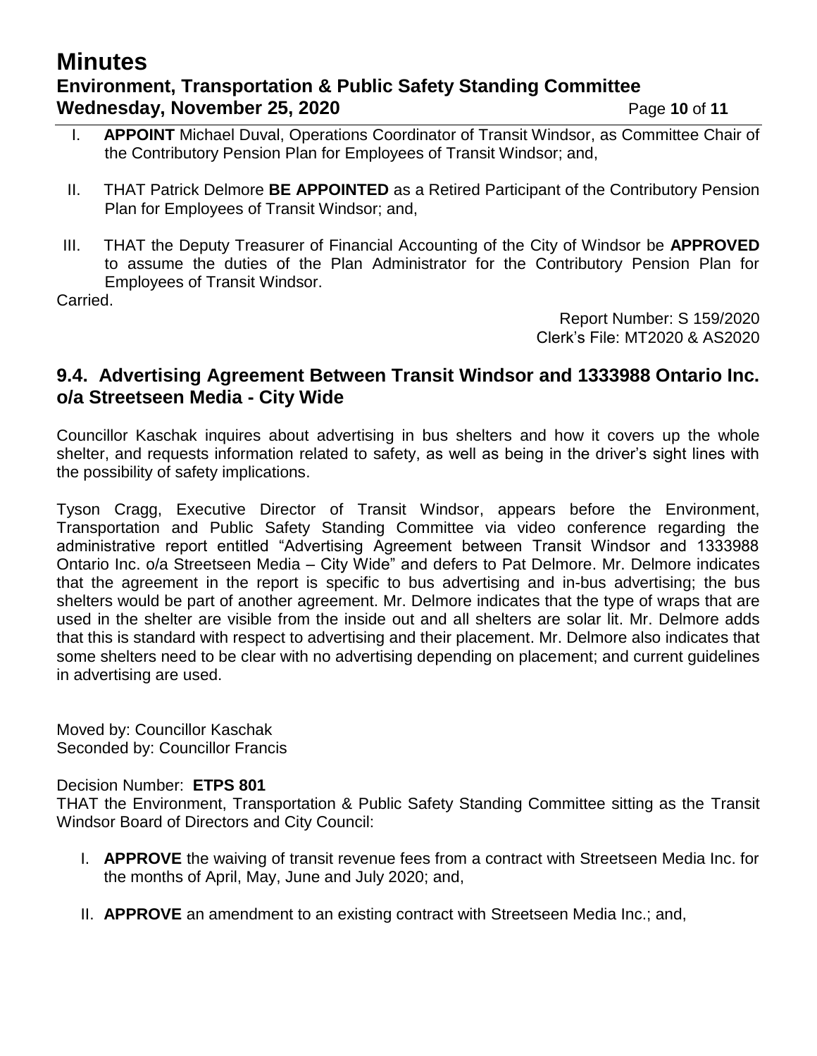I. **APPOINT** Michael Duval, Operations Coordinator of Transit Windsor, as Committee Chair of the Contributory Pension Plan for Employees of Transit Windsor; and,

II. THAT Patrick Delmore **BE APPOINTED** as a Retired Participant of the Contributory Pension Plan for Employees of Transit Windsor; and,

III. THAT the Deputy Treasurer of Financial Accounting of the City of Windsor be **APPROVED** to assume the duties of the Plan Administrator for the Contributory Pension Plan for Employees of Transit Windsor.

Carried.

Report Number: S 159/2020
Clerk's File: MT2020 & AS2020

## 9.4. Advertising Agreement Between Transit Windsor and 1333988 Ontario Inc. o/a Streetseen Media - City Wide

Councillor Kaschak inquires about advertising in bus shelters and how it covers up the whole shelter, and requests information related to safety, as well as being in the driver's sight lines with the possibility of safety implications.

Tyson Cragg, Executive Director of Transit Windsor, appears before the Environment, Transportation and Public Safety Standing Committee via video conference regarding the administrative report entitled "Advertising Agreement between Transit Windsor and 1333988 Ontario Inc. o/a Streetseen Media – City Wide" and defers to Pat Delmore. Mr. Delmore indicates that the agreement in the report is specific to bus advertising and in-bus advertising; the bus shelters would be part of another agreement. Mr. Delmore indicates that the type of wraps that are used in the shelter are visible from the inside out and all shelters are solar lit. Mr. Delmore adds that this is standard with respect to advertising and their placement. Mr. Delmore also indicates that some shelters need to be clear with no advertising depending on placement; and current guidelines in advertising are used.

Moved by: Councillor Kaschak
Seconded by: Councillor Francis

Decision Number: **ETPS 801**
THAT the Environment, Transportation & Public Safety Standing Committee sitting as the Transit Windsor Board of Directors and City Council:

I. **APPROVE** the waiving of transit revenue fees from a contract with Streetseen Media Inc. for the months of April, May, June and July 2020; and,

II. **APPROVE** an amendment to an existing contract with Streetseen Media Inc.; and,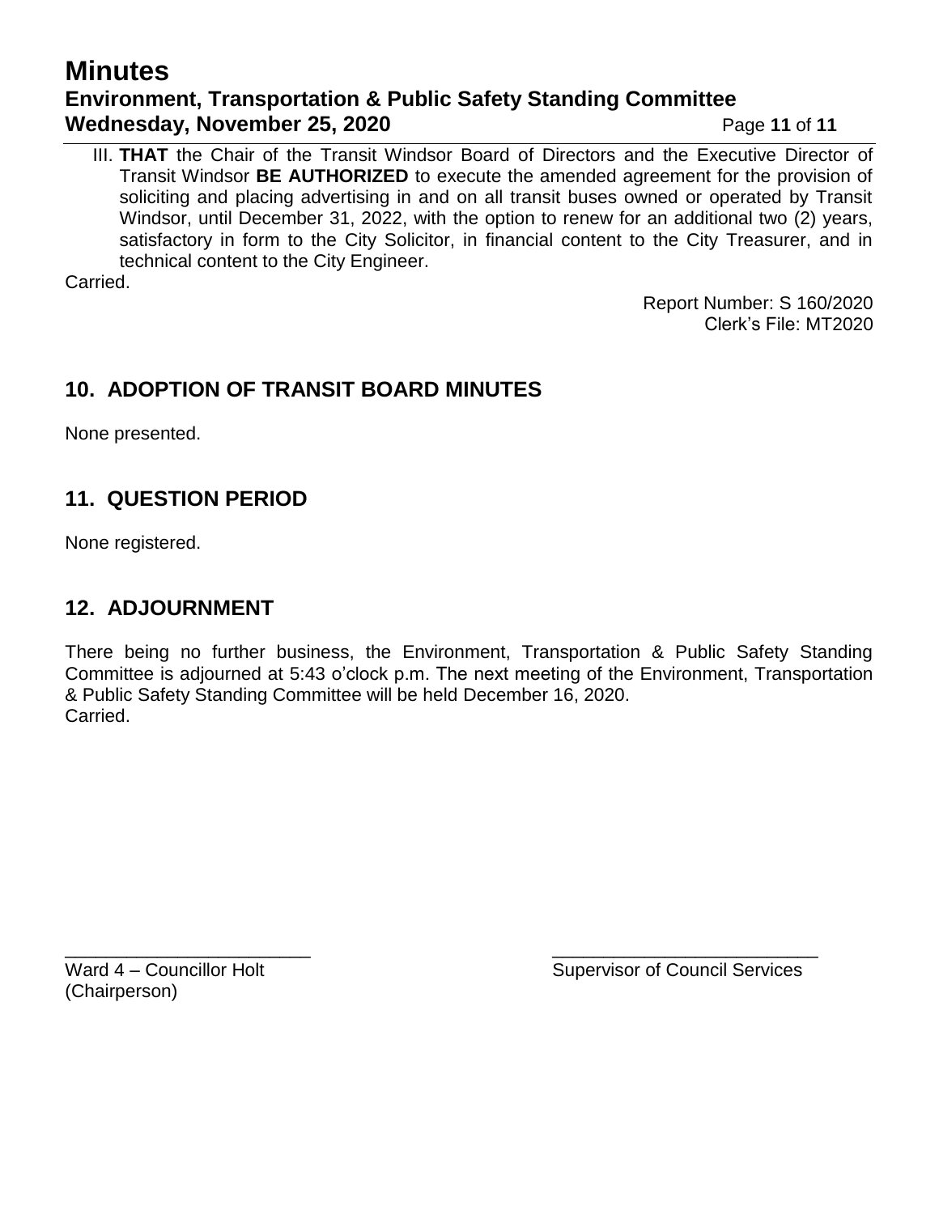III. **THAT** the Chair of the Transit Windsor Board of Directors and the Executive Director of Transit Windsor **BE AUTHORIZED** to execute the amended agreement for the provision of soliciting and placing advertising in and on all transit buses owned or operated by Transit Windsor, until December 31, 2022, with the option to renew for an additional two (2) years, satisfactory in form to the City Solicitor, in financial content to the City Treasurer, and in technical content to the City Engineer.

Carried.

Report Number: S 160/2020
Clerk's File: MT2020

## 10. ADOPTION OF TRANSIT BOARD MINUTES

None presented.

## 11. QUESTION PERIOD

None registered.

## 12. ADJOURNMENT

There being no further business, the Environment, Transportation & Public Safety Standing Committee is adjourned at 5:43 o'clock p.m. The next meeting of the Environment, Transportation & Public Safety Standing Committee will be held December 16, 2020.
Carried.

\_\_\_\_\_\_\_\_\_\_\_\_\_\_\_\_\_\_\_\_\_\_\_\_\_
Ward 4 – Councillor Holt
(Chairperson)

\_\_\_\_\_\_\_\_\_\_\_\_\_\_\_\_\_\_\_\_\_\_\_\_\_\_\_
Supervisor of Council Services